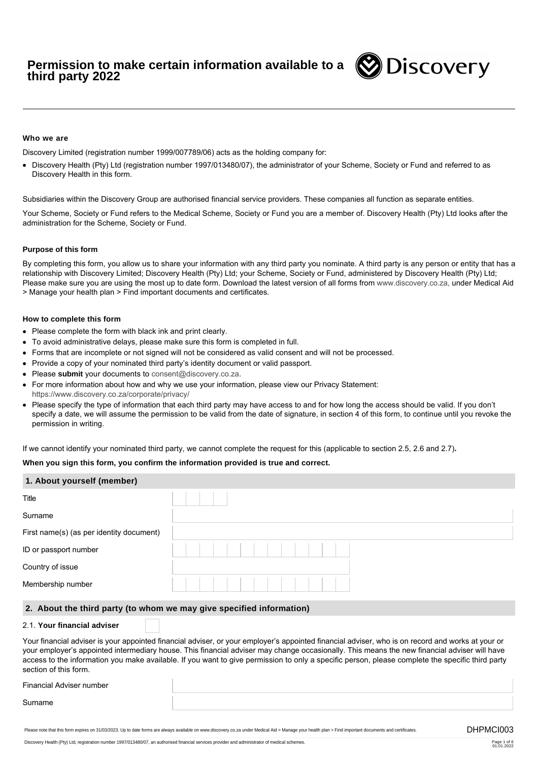# Permission to make certain information available to a third party 2022

**Who we are**

Discovery Limited (registration number 1999/007789/06) acts as the holding company for:

- Discovery Health (Pty) Ltd (registration number 1997/013480/07), the administrator of your Scheme, Society or Fund and referred to as Discovery Health in this form.

Subsidiaries within the Discovery Group are authorised financial service providers. These companies all function as separate entities.

Your Scheme, Society or Fund refers to the Medical Scheme, Society or Fund you are a member of. Discovery Health (Pty) Ltd looks after the administration for the Scheme, Society or Fund.

**Purpose of this form**

By completing this form, you allow us to share your information with any third party you nominate. A third party is any person or entity that has a relationship with Discovery Limited; Discovery Health (Pty) Ltd; your Scheme, Society or Fund, administered by Discovery Health (Pty) Ltd; Please make sure you are using the most up to date form. Download the latest version of all forms from www.discovery.co.za, under Medical Aid > Manage your health plan > Find important documents and certificates.

**How to complete this form**

- Please complete the form with black ink and print clearly.
- To avoid administrative delays, please make sure this form is completed in full.
- Forms that are incomplete or not signed will not be considered as valid consent and will not be processed.
- Provide a copy of your nominated third party's identity document or valid passport.
- Please **submit** your documents to consent@discovery.co.za.
- For more information about how and why we use your information, please view our Privacy Statement: https://www.discovery.co.za/corporate/privacy/
- Please specify the type of information that each third party may have access to and for how long the access should be valid. If you don't specify a date, we will assume the permission to be valid from the date of signature, in section 4 of this form, to continue until you revoke the permission in writing.

If we cannot identify your nominated third party, we cannot complete the request for this (applicable to section 2.5, 2.6 and 2.7)**.**

**When you sign this form, you confirm the information provided is true and correct.**

## 1. About yourself (member)

| | |
|---|---|
| Title | |
| Surname | |
| First name(s) (as per identity document) | |
| ID or passport number | |
| Country of issue | |
| Membership number | |

## 2. About the third party (to whom we may give specified information)

2.1. **Your financial adviser** ☐

Your financial adviser is your appointed financial adviser, or your employer's appointed financial adviser, who is on record and works at your or your employer's appointed intermediary house. This financial adviser may change occasionally. This means the new financial adviser will have access to the information you make available. If you want to give permission to only a specific person, please complete the specific third party section of this form.

| | |
|---|---|
| Financial Adviser number | |
| Surname | |

Please note that this form expires on 31/03/2023. Up to date forms are always available on www.discovery.co.za under Medical Aid > Manage your health plan > Find important documents and certificates.

DHPMCI003

Discovery Health (Pty) Ltd, registration number 1997/013480/07, an authorised financial services provider and administrator of medical schemes.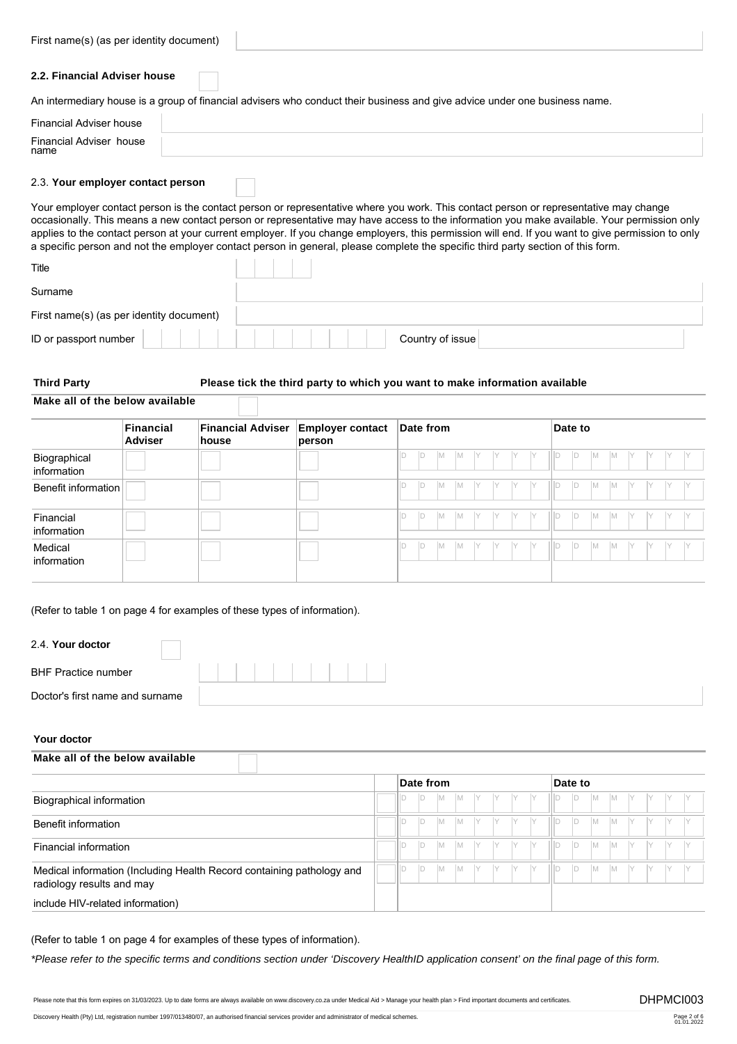First name(s) (as per identity document)

## 2.2. Financial Adviser house

An intermediary house is a group of financial advisers who conduct their business and give advice under one business name.

Financial Adviser house

Financial Adviser house name

## 2.3. Your employer contact person

Your employer contact person is the contact person or representative where you work. This contact person or representative may change occasionally. This means a new contact person or representative may have access to the information you make available. Your permission only applies to the contact person at your current employer. If you change employers, this permission will end. If you want to give permission to only a specific person and not the employer contact person in general, please complete the specific third party section of this form.

Title

Surname

First name(s) (as per identity document)

ID or passport number | Country of issue

**Third Party** **Please tick the third party to which you want to make information available**

**Make all of the below available**

| | Financial Adviser | Financial Adviser house | Employer contact person | Date from | Date to |
|---|---|---|---|---|---|
| Biographical information | | | | D D M M Y Y Y Y | D D M M Y Y Y Y |
| Benefit information | | | | D D M M Y Y Y Y | D D M M Y Y Y Y |
| Financial information | | | | D D M M Y Y Y Y | D D M M Y Y Y Y |
| Medical information | | | | D D M M Y Y Y Y | D D M M Y Y Y Y |

(Refer to table 1 on page 4 for examples of these types of information).

## 2.4. Your doctor

BHF Practice number

Doctor's first name and surname

**Your doctor**

**Make all of the below available**

| | | Date from | Date to |
|---|---|---|---|
| Biographical information | | D D M M Y Y Y Y | D D M M Y Y Y Y |
| Benefit information | | D D M M Y Y Y Y | D D M M Y Y Y Y |
| Financial information | | D D M M Y Y Y Y | D D M M Y Y Y Y |
| Medical information (Including Health Record containing pathology and radiology results and may include HIV-related information) | | D D M M Y Y Y Y | D D M M Y Y Y Y |

(Refer to table 1 on page 4 for examples of these types of information).

*\*Please refer to the specific terms and conditions section under 'Discovery HealthID application consent' on the final page of this form.*

Please note that this form expires on 31/03/2023. Up to date forms are always available on www.discovery.co.za under Medical Aid > Manage your health plan > Find important documents and certificates.

DHPMCI003

Discovery Health (Pty) Ltd, registration number 1997/013480/07, an authorised financial services provider and administrator of medical schemes.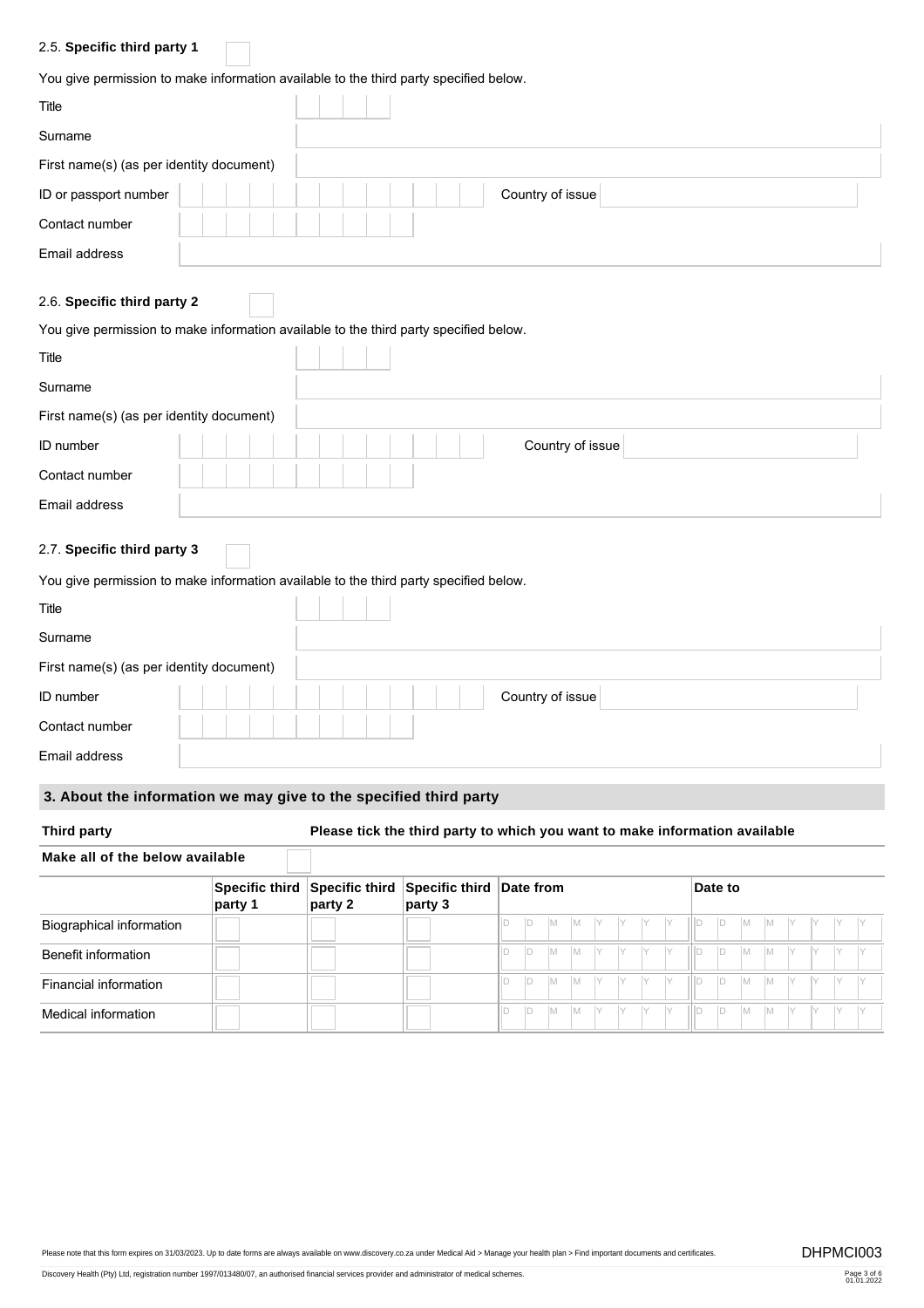2.5. **Specific third party 1** ☐

You give permission to make information available to the third party specified below.

| | |
|---|---|
| Title | |
| Surname | |
| First name(s) (as per identity document) | |
| ID or passport number | Country of issue |
| Contact number | |
| Email address | |

2.6. **Specific third party 2** ☐

You give permission to make information available to the third party specified below.

| | |
|---|---|
| Title | |
| Surname | |
| First name(s) (as per identity document) | |
| ID number | Country of issue |
| Contact number | |
| Email address | |

2.7. **Specific third party 3** ☐

You give permission to make information available to the third party specified below.

| | |
|---|---|
| Title | |
| Surname | |
| First name(s) (as per identity document) | |
| ID number | Country of issue |
| Contact number | |
| Email address | |

## 3. About the information we may give to the specified third party

**Third party** **Please tick the third party to which you want to make information available**

**Make all of the below available** ☐

| | Specific third party 1 | Specific third party 2 | Specific third party 3 | Date from | Date to |
|---|---|---|---|---|---|
| Biographical information | ☐ | ☐ | ☐ | DDMMYYYY | DDMMYYYY |
| Benefit information | ☐ | ☐ | ☐ | DDMMYYYY | DDMMYYYY |
| Financial information | ☐ | ☐ | ☐ | DDMMYYYY | DDMMYYYY |
| Medical information | ☐ | ☐ | ☐ | DDMMYYYY | DDMMYYYY |

Please note that this form expires on 31/03/2023. Up to date forms are always available on www.discovery.co.za under Medical Aid > Manage your health plan > Find important documents and certificates.

DHPMCI003

Discovery Health (Pty) Ltd, registration number 1997/013480/07, an authorised financial services provider and administrator of medical schemes.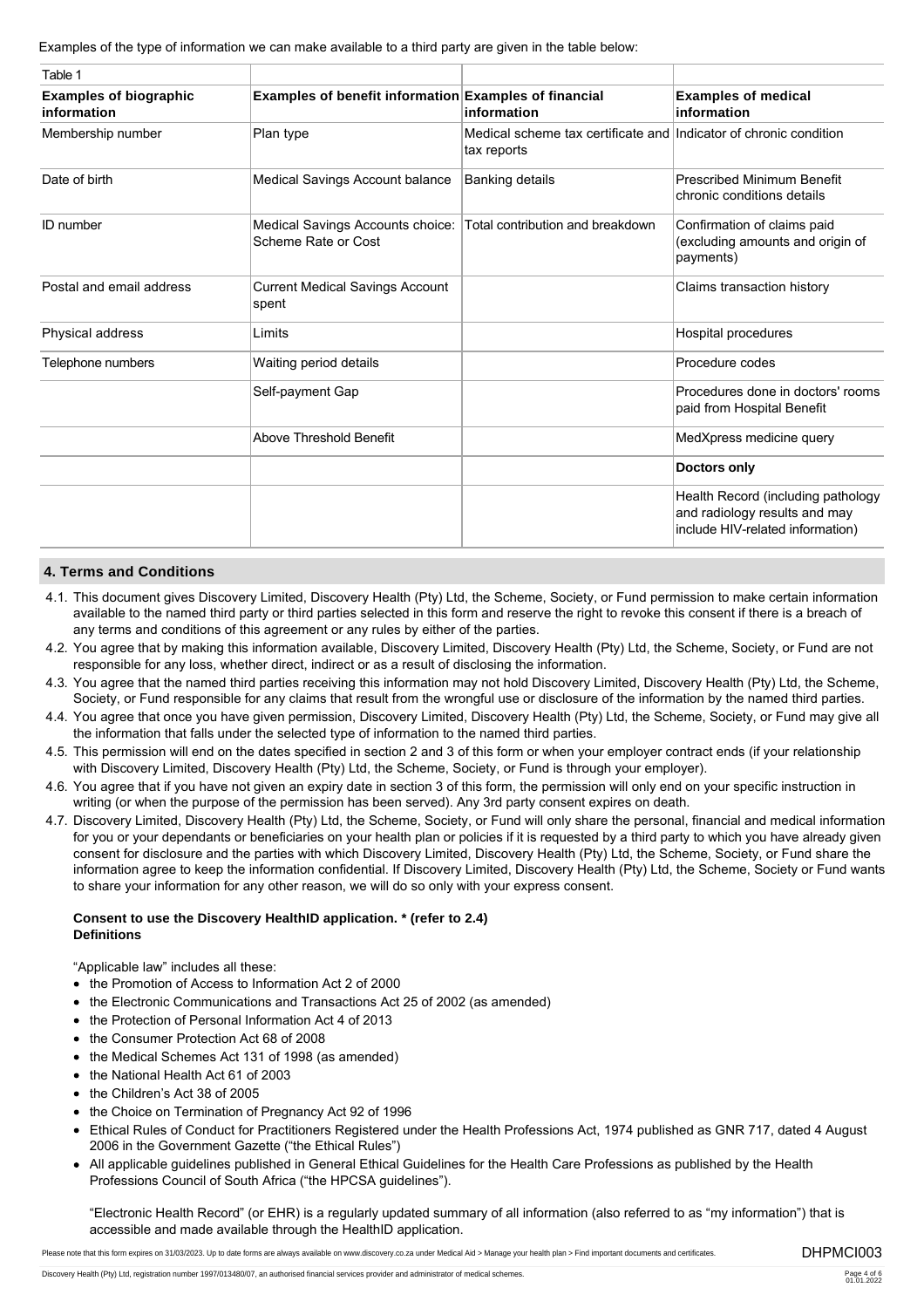Examples of the type of information we can make available to a third party are given in the table below:

Table 1

| Examples of biographic information | Examples of benefit information | Examples of financial information | Examples of medical information |
|---|---|---|---|
| Membership number | Plan type | Medical scheme tax certificate and tax reports | Indicator of chronic condition |
| Date of birth | Medical Savings Account balance | Banking details | Prescribed Minimum Benefit chronic conditions details |
| ID number | Medical Savings Accounts choice: Scheme Rate or Cost | Total contribution and breakdown | Confirmation of claims paid (excluding amounts and origin of payments) |
| Postal and email address | Current Medical Savings Account spent | | Claims transaction history |
| Physical address | Limits | | Hospital procedures |
| Telephone numbers | Waiting period details | | Procedure codes |
| | Self-payment Gap | | Procedures done in doctors' rooms paid from Hospital Benefit |
| | Above Threshold Benefit | | MedXpress medicine query |
| | | | **Doctors only** |
| | | | Health Record (including pathology and radiology results and may include HIV-related information) |

## 4. Terms and Conditions

4.1. This document gives Discovery Limited, Discovery Health (Pty) Ltd, the Scheme, Society, or Fund permission to make certain information available to the named third party or third parties selected in this form and reserve the right to revoke this consent if there is a breach of any terms and conditions of this agreement or any rules by either of the parties.

4.2. You agree that by making this information available, Discovery Limited, Discovery Health (Pty) Ltd, the Scheme, Society, or Fund are not responsible for any loss, whether direct, indirect or as a result of disclosing the information.

4.3. You agree that the named third parties receiving this information may not hold Discovery Limited, Discovery Health (Pty) Ltd, the Scheme, Society, or Fund responsible for any claims that result from the wrongful use or disclosure of the information by the named third parties.

4.4. You agree that once you have given permission, Discovery Limited, Discovery Health (Pty) Ltd, the Scheme, Society, or Fund may give all the information that falls under the selected type of information to the named third parties.

4.5. This permission will end on the dates specified in section 2 and 3 of this form or when your employer contract ends (if your relationship with Discovery Limited, Discovery Health (Pty) Ltd, the Scheme, Society, or Fund is through your employer).

4.6. You agree that if you have not given an expiry date in section 3 of this form, the permission will only end on your specific instruction in writing (or when the purpose of the permission has been served). Any 3rd party consent expires on death.

4.7. Discovery Limited, Discovery Health (Pty) Ltd, the Scheme, Society, or Fund will only share the personal, financial and medical information for you or your dependants or beneficiaries on your health plan or policies if it is requested by a third party to which you have already given consent for disclosure and the parties with which Discovery Limited, Discovery Health (Pty) Ltd, the Scheme, Society, or Fund share the information agree to keep the information confidential. If Discovery Limited, Discovery Health (Pty) Ltd, the Scheme, Society or Fund wants to share your information for any other reason, we will do so only with your express consent.

**Consent to use the Discovery HealthID application. * (refer to 2.4)**
**Definitions**

"Applicable law" includes all these:

- the Promotion of Access to Information Act 2 of 2000
- the Electronic Communications and Transactions Act 25 of 2002 (as amended)
- the Protection of Personal Information Act 4 of 2013
- the Consumer Protection Act 68 of 2008
- the Medical Schemes Act 131 of 1998 (as amended)
- the National Health Act 61 of 2003
- the Children's Act 38 of 2005
- the Choice on Termination of Pregnancy Act 92 of 1996
- Ethical Rules of Conduct for Practitioners Registered under the Health Professions Act, 1974 published as GNR 717, dated 4 August 2006 in the Government Gazette ("the Ethical Rules")
- All applicable guidelines published in General Ethical Guidelines for the Health Care Professions as published by the Health Professions Council of South Africa ("the HPCSA guidelines").

"Electronic Health Record" (or EHR) is a regularly updated summary of all information (also referred to as "my information") that is accessible and made available through the HealthID application.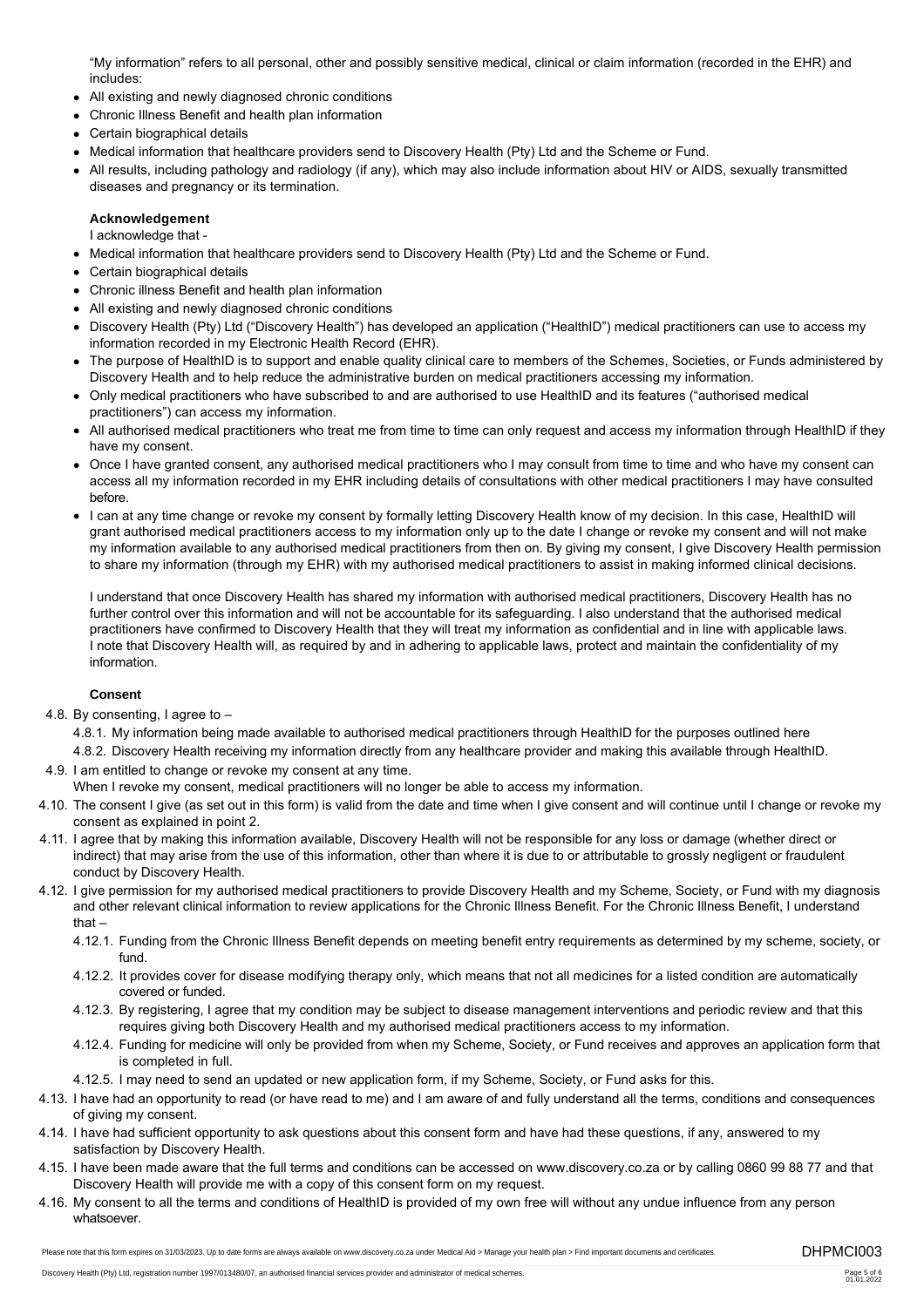"My information" refers to all personal, other and possibly sensitive medical, clinical or claim information (recorded in the EHR) and includes:

- All existing and newly diagnosed chronic conditions
- Chronic Illness Benefit and health plan information
- Certain biographical details
- Medical information that healthcare providers send to Discovery Health (Pty) Ltd and the Scheme or Fund.
- All results, including pathology and radiology (if any), which may also include information about HIV or AIDS, sexually transmitted diseases and pregnancy or its termination.

**Acknowledgement**

I acknowledge that -

- Medical information that healthcare providers send to Discovery Health (Pty) Ltd and the Scheme or Fund.
- Certain biographical details
- Chronic illness Benefit and health plan information
- All existing and newly diagnosed chronic conditions
- Discovery Health (Pty) Ltd ("Discovery Health") has developed an application ("HealthID") medical practitioners can use to access my information recorded in my Electronic Health Record (EHR).
- The purpose of HealthID is to support and enable quality clinical care to members of the Schemes, Societies, or Funds administered by Discovery Health and to help reduce the administrative burden on medical practitioners accessing my information.
- Only medical practitioners who have subscribed to and are authorised to use HealthID and its features ("authorised medical practitioners") can access my information.
- All authorised medical practitioners who treat me from time to time can only request and access my information through HealthID if they have my consent.
- Once I have granted consent, any authorised medical practitioners who I may consult from time to time and who have my consent can access all my information recorded in my EHR including details of consultations with other medical practitioners I may have consulted before.
- I can at any time change or revoke my consent by formally letting Discovery Health know of my decision. In this case, HealthID will grant authorised medical practitioners access to my information only up to the date I change or revoke my consent and will not make my information available to any authorised medical practitioners from then on. By giving my consent, I give Discovery Health permission to share my information (through my EHR) with my authorised medical practitioners to assist in making informed clinical decisions.

I understand that once Discovery Health has shared my information with authorised medical practitioners, Discovery Health has no further control over this information and will not be accountable for its safeguarding. I also understand that the authorised medical practitioners have confirmed to Discovery Health that they will treat my information as confidential and in line with applicable laws. I note that Discovery Health will, as required by and in adhering to applicable laws, protect and maintain the confidentiality of my information.

**Consent**

4.8. By consenting, I agree to –

4.8.1. My information being made available to authorised medical practitioners through HealthID for the purposes outlined here

4.8.2. Discovery Health receiving my information directly from any healthcare provider and making this available through HealthID.

4.9. I am entitled to change or revoke my consent at any time.
When I revoke my consent, medical practitioners will no longer be able to access my information.

4.10. The consent I give (as set out in this form) is valid from the date and time when I give consent and will continue until I change or revoke my consent as explained in point 2.

4.11. I agree that by making this information available, Discovery Health will not be responsible for any loss or damage (whether direct or indirect) that may arise from the use of this information, other than where it is due to or attributable to grossly negligent or fraudulent conduct by Discovery Health.

4.12. I give permission for my authorised medical practitioners to provide Discovery Health and my Scheme, Society, or Fund with my diagnosis and other relevant clinical information to review applications for the Chronic Illness Benefit. For the Chronic Illness Benefit, I understand that –

4.12.1. Funding from the Chronic Illness Benefit depends on meeting benefit entry requirements as determined by my scheme, society, or fund.

4.12.2. It provides cover for disease modifying therapy only, which means that not all medicines for a listed condition are automatically covered or funded.

4.12.3. By registering, I agree that my condition may be subject to disease management interventions and periodic review and that this requires giving both Discovery Health and my authorised medical practitioners access to my information.

4.12.4. Funding for medicine will only be provided from when my Scheme, Society, or Fund receives and approves an application form that is completed in full.

4.12.5. I may need to send an updated or new application form, if my Scheme, Society, or Fund asks for this.

4.13. I have had an opportunity to read (or have read to me) and I am aware of and fully understand all the terms, conditions and consequences of giving my consent.

4.14. I have had sufficient opportunity to ask questions about this consent form and have had these questions, if any, answered to my satisfaction by Discovery Health.

4.15. I have been made aware that the full terms and conditions can be accessed on www.discovery.co.za or by calling 0860 99 88 77 and that Discovery Health will provide me with a copy of this consent form on my request.

4.16. My consent to all the terms and conditions of HealthID is provided of my own free will without any undue influence from any person whatsoever.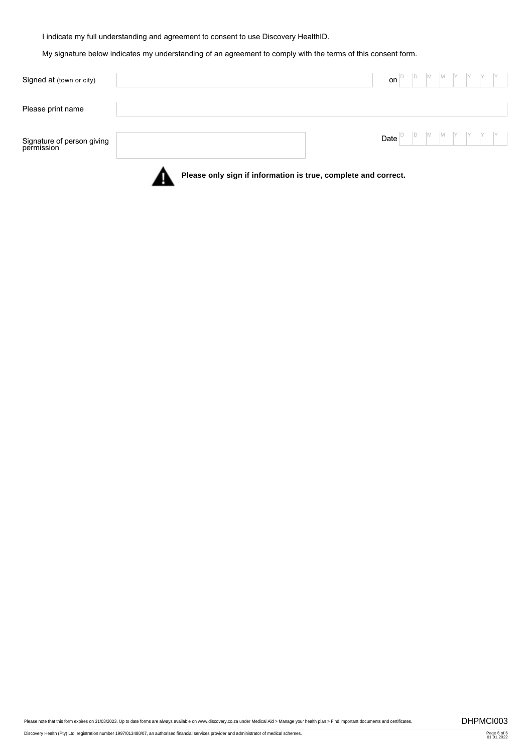I indicate my full understanding and agreement to consent to use Discovery HealthID.

My signature below indicates my understanding of an agreement to comply with the terms of this consent form.

| | | | |
|---|---|---|---|
| Signed at (town or city) | | on | D D M M Y Y Y Y |
| Please print name | | | |
| Signature of person giving permission | | Date | D D M M Y Y Y Y |

**Please only sign if information is true, complete and correct.**

Please note that this form expires on 31/03/2023. Up to date forms are always available on www.discovery.co.za under Medical Aid > Manage your health plan > Find important documents and certificates.

DHPMCI003

Discovery Health (Pty) Ltd, registration number 1997/013480/07, an authorised financial services provider and administrator of medical schemes.

01.01.2022